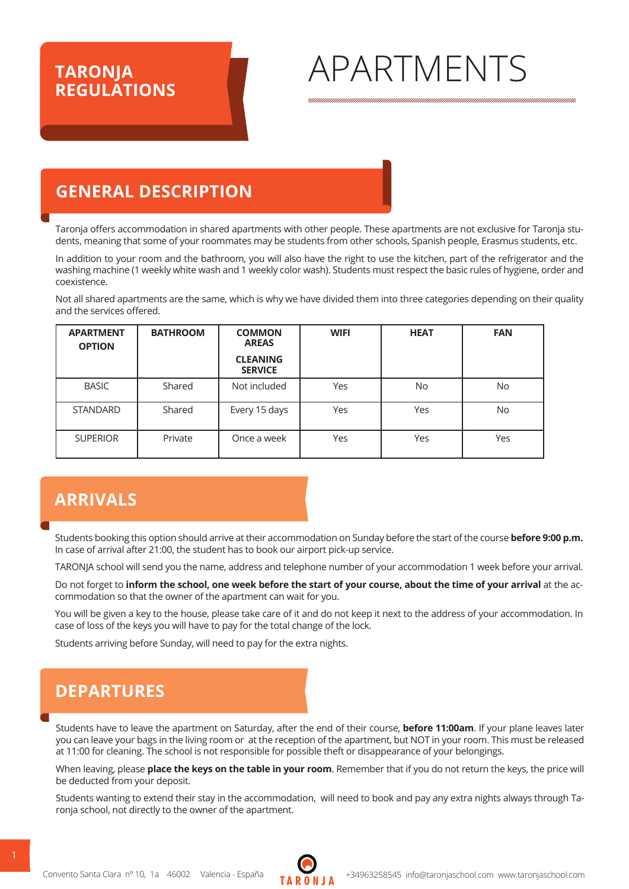# TARONJA REGULATIONS

# APARTMENTS

## GENERAL DESCRIPTION

Taronja offers accommodation in shared apartments with other people. These apartments are not exclusive for Taronja students, meaning that some of your roommates may be students from other schools, Spanish people, Erasmus students, etc.

In addition to your room and the bathroom, you will also have the right to use the kitchen, part of the refrigerator and the washing machine (1 weekly white wash and 1 weekly color wash). Students must respect the basic rules of hygiene, order and coexistence.

Not all shared apartments are the same, which is why we have divided them into three categories depending on their quality and the services offered.

| APARTMENT OPTION | BATHROOM | COMMON AREAS CLEANING SERVICE | WIFI | HEAT | FAN |
|---|---|---|---|---|---|
| BASIC | Shared | Not included | Yes | No | No |
| STANDARD | Shared | Every 15 days | Yes | Yes | No |
| SUPERIOR | Private | Once a week | Yes | Yes | Yes |

## ARRIVALS

Students booking this option should arrive at their accommodation on Sunday before the start of the course **before 9:00 p.m.** In case of arrival after 21:00, the student has to book our airport pick-up service.

TARONJA school will send you the name, address and telephone number of your accommodation 1 week before your arrival.

Do not forget to **inform the school, one week before the start of your course, about the time of your arrival** at the accommodation so that the owner of the apartment can wait for you.

You will be given a key to the house, please take care of it and do not keep it next to the address of your accommodation. In case of loss of the keys you will have to pay for the total change of the lock.

Students arriving before Sunday, will need to pay for the extra nights.

## DEPARTURES

Students have to leave the apartment on Saturday, after the end of their course, **before 11:00am**. If your plane leaves later you can leave your bags in the living room or at the reception of the apartment, but NOT in your room. This must be released at 11:00 for cleaning. The school is not responsible for possible theft or disappearance of your belongings.

When leaving, please **place the keys on the table in your room**. Remember that if you do not return the keys, the price will be deducted from your deposit.

Students wanting to extend their stay in the accommodation, will need to book and pay any extra nights always through Taronja school, not directly to the owner of the apartment.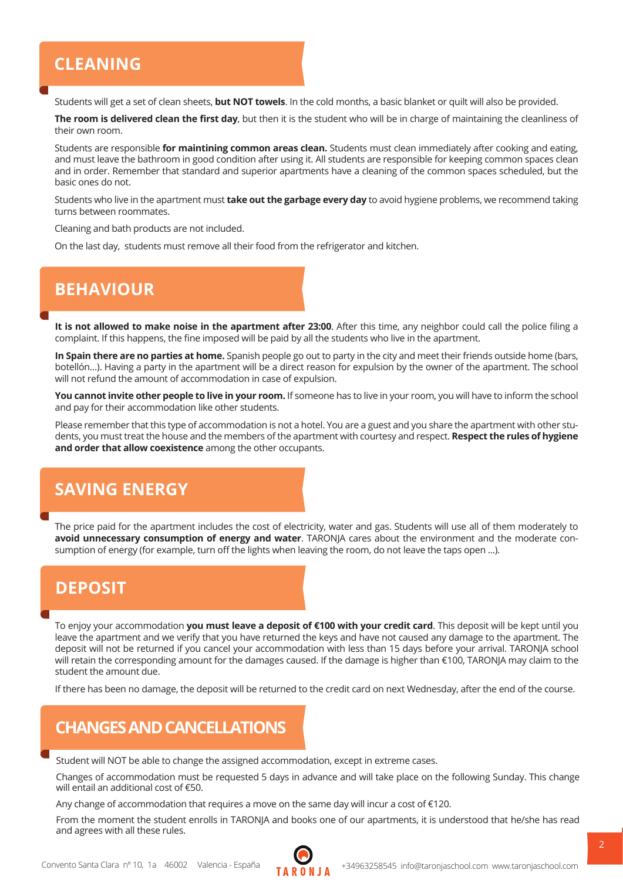## CLEANING

Students will get a set of clean sheets, **but NOT towels**. In the cold months, a basic blanket or quilt will also be provided.

**The room is delivered clean the first day**, but then it is the student who will be in charge of maintaining the cleanliness of their own room.

Students are responsible **for maintining common areas clean.** Students must clean immediately after cooking and eating, and must leave the bathroom in good condition after using it. All students are responsible for keeping common spaces clean and in order. Remember that standard and superior apartments have a cleaning of the common spaces scheduled, but the basic ones do not.

Students who live in the apartment must **take out the garbage every day** to avoid hygiene problems, we recommend taking turns between roommates.

Cleaning and bath products are not included.

On the last day, students must remove all their food from the refrigerator and kitchen.

## BEHAVIOUR

**It is not allowed to make noise in the apartment after 23:00**. After this time, any neighbor could call the police filing a complaint. If this happens, the fine imposed will be paid by all the students who live in the apartment.

**In Spain there are no parties at home.** Spanish people go out to party in the city and meet their friends outside home (bars, botellón...). Having a party in the apartment will be a direct reason for expulsion by the owner of the apartment. The school will not refund the amount of accommodation in case of expulsion.

**You cannot invite other people to live in your room.** If someone has to live in your room, you will have to inform the school and pay for their accommodation like other students.

Please remember that this type of accommodation is not a hotel. You are a guest and you share the apartment with other students, you must treat the house and the members of the apartment with courtesy and respect. **Respect the rules of hygiene and order that allow coexistence** among the other occupants.

## SAVING ENERGY

The price paid for the apartment includes the cost of electricity, water and gas. Students will use all of them moderately to **avoid unnecessary consumption of energy and water**. TARONJA cares about the environment and the moderate consumption of energy (for example, turn off the lights when leaving the room, do not leave the taps open ...).

## DEPOSIT

To enjoy your accommodation **you must leave a deposit of €100 with your credit card**. This deposit will be kept until you leave the apartment and we verify that you have returned the keys and have not caused any damage to the apartment. The deposit will not be returned if you cancel your accommodation with less than 15 days before your arrival. TARONJA school will retain the corresponding amount for the damages caused. If the damage is higher than €100, TARONJA may claim to the student the amount due.

If there has been no damage, the deposit will be returned to the credit card on next Wednesday, after the end of the course.

## CHANGES AND CANCELLATIONS

Student will NOT be able to change the assigned accommodation, except in extreme cases.

Changes of accommodation must be requested 5 days in advance and will take place on the following Sunday. This change will entail an additional cost of €50.

Any change of accommodation that requires a move on the same day will incur a cost of €120.

From the moment the student enrolls in TARONJA and books one of our apartments, it is understood that he/she has read and agrees with all these rules.

Convento Santa Clara nº 10, 1a 46002 Valencia - España TARONJA +34963258545 info@taronjaschool.com www.taronjaschool.com